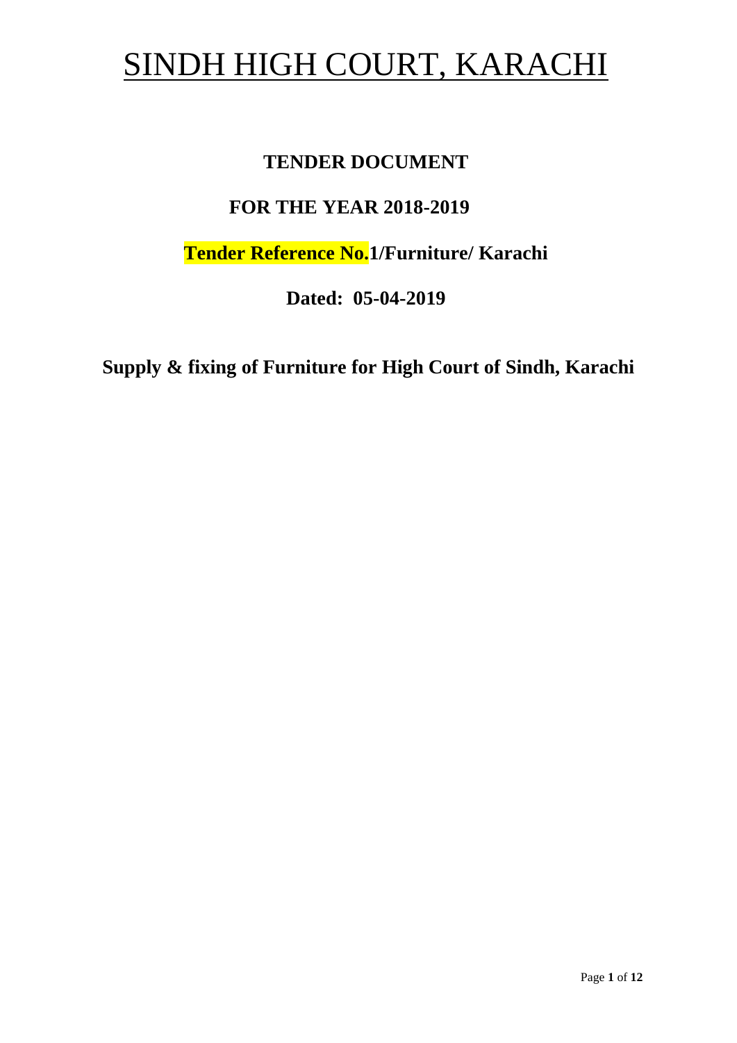# SINDH HIGH COURT, KARACHI

**TENDER DOCUMENT**

**FOR THE YEAR 2018-2019**

**Tender Reference No.1/Furniture/ Karachi**

**Dated: 05-04-2019**

**Supply & fixing of Furniture for High Court of Sindh, Karachi**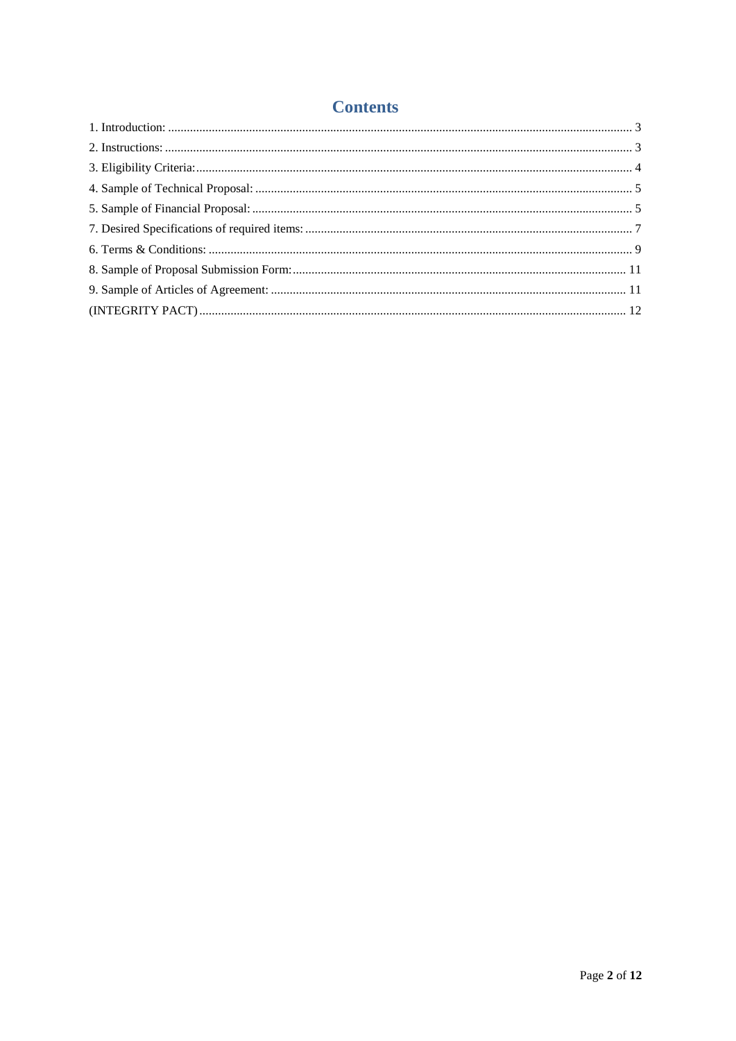# Contents

1. Introduction: ..... 3
2. Instructions: ..... 3
3. Eligibility Criteria: ..... 4
4. Sample of Technical Proposal: ..... 5
5. Sample of Financial Proposal: ..... 5
7. Desired Specifications of required items: ..... 7
6. Terms & Conditions: ..... 9
8. Sample of Proposal Submission Form: ..... 11
9. Sample of Articles of Agreement: ..... 11

(INTEGRITY PACT) ..... 12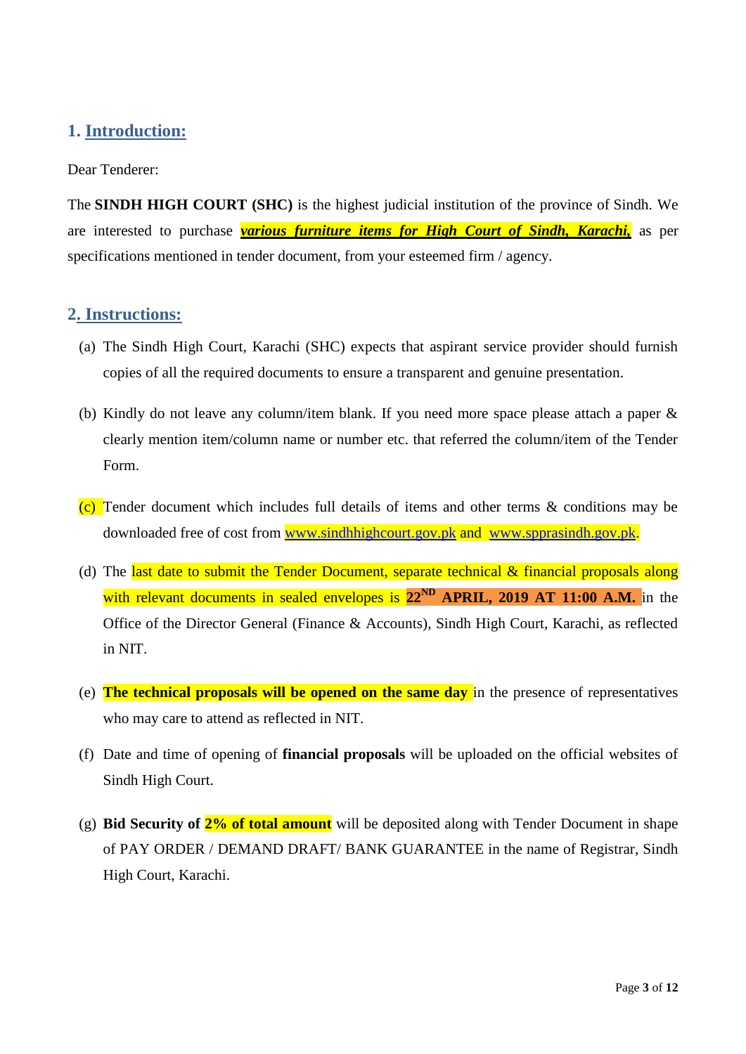## 1. Introduction:

Dear Tenderer:

The **SINDH HIGH COURT (SHC)** is the highest judicial institution of the province of Sindh. We are interested to purchase ***various furniture items for High Court of Sindh, Karachi,*** as per specifications mentioned in tender document, from your esteemed firm / agency.

## 2. Instructions:

(a) The Sindh High Court, Karachi (SHC) expects that aspirant service provider should furnish copies of all the required documents to ensure a transparent and genuine presentation.

(b) Kindly do not leave any column/item blank. If you need more space please attach a paper & clearly mention item/column name or number etc. that referred the column/item of the Tender Form.

(c) Tender document which includes full details of items and other terms & conditions may be downloaded free of cost from www.sindhhighcourt.gov.pk and www.spprasindh.gov.pk.

(d) The last date to submit the Tender Document, separate technical & financial proposals along with relevant documents in sealed envelopes is **22ND APRIL, 2019 AT 11:00 A.M.** in the Office of the Director General (Finance & Accounts), Sindh High Court, Karachi, as reflected in NIT.

(e) **The technical proposals will be opened on the same day** in the presence of representatives who may care to attend as reflected in NIT.

(f) Date and time of opening of **financial proposals** will be uploaded on the official websites of Sindh High Court.

(g) **Bid Security of 2% of total amount** will be deposited along with Tender Document in shape of PAY ORDER / DEMAND DRAFT/ BANK GUARANTEE in the name of Registrar, Sindh High Court, Karachi.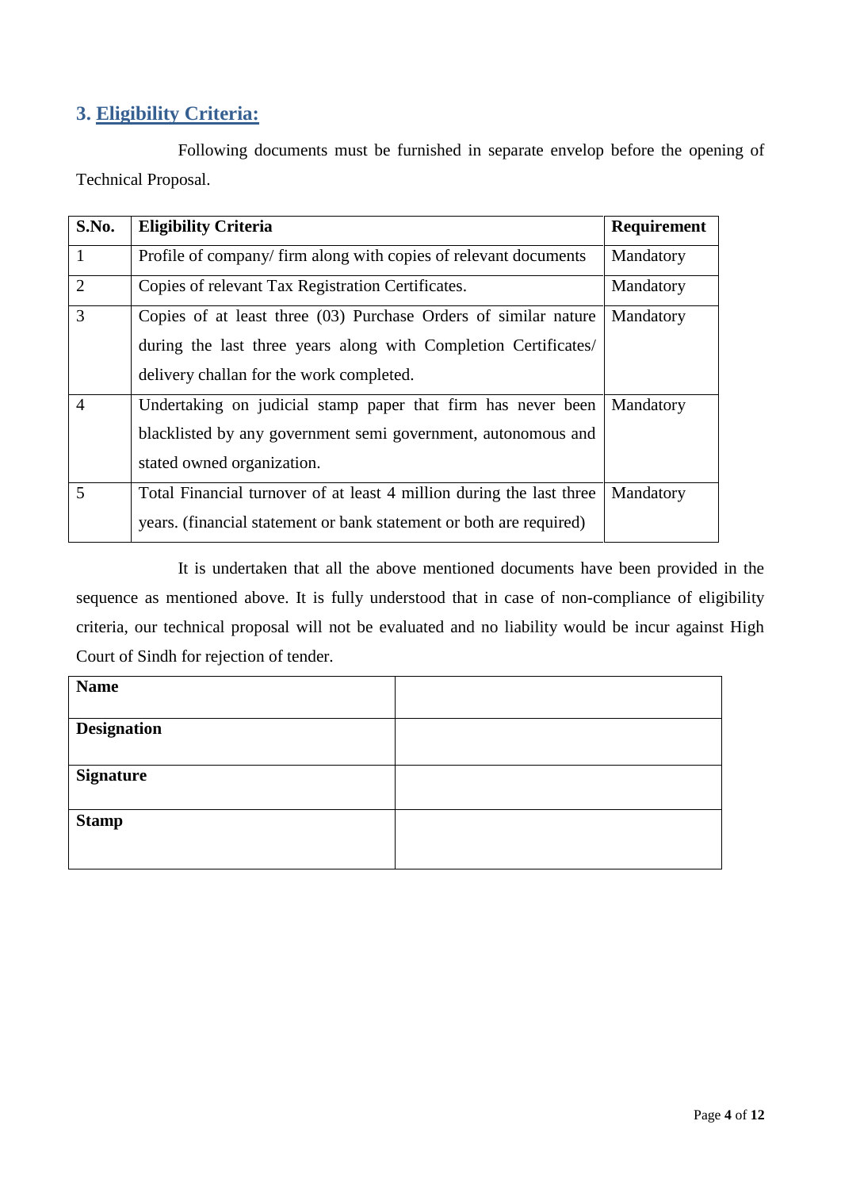## 3. Eligibility Criteria:

Following documents must be furnished in separate envelop before the opening of Technical Proposal.

| S.No. | Eligibility Criteria | Requirement |
|---|---|---|
| 1 | Profile of company/ firm along with copies of relevant documents | Mandatory |
| 2 | Copies of relevant Tax Registration Certificates. | Mandatory |
| 3 | Copies of at least three (03) Purchase Orders of similar nature during the last three years along with Completion Certificates/ delivery challan for the work completed. | Mandatory |
| 4 | Undertaking on judicial stamp paper that firm has never been blacklisted by any government semi government, autonomous and stated owned organization. | Mandatory |
| 5 | Total Financial turnover of at least 4 million during the last three years. (financial statement or bank statement or both are required) | Mandatory |

It is undertaken that all the above mentioned documents have been provided in the sequence as mentioned above. It is fully understood that in case of non-compliance of eligibility criteria, our technical proposal will not be evaluated and no liability would be incur against High Court of Sindh for rejection of tender.

| **Name** | |
|---|---|
| **Designation** | |
| **Signature** | |
| **Stamp** | |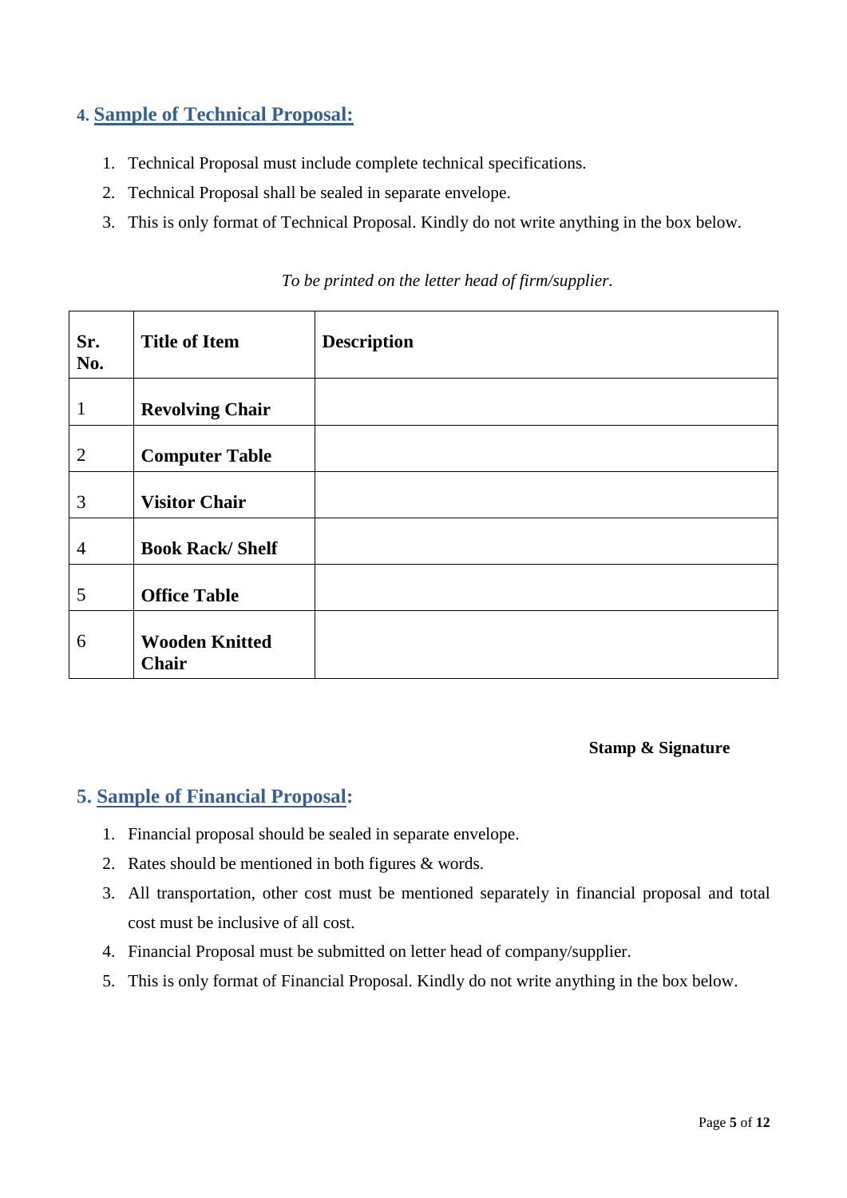## 4. Sample of Technical Proposal:

1. Technical Proposal must include complete technical specifications.
2. Technical Proposal shall be sealed in separate envelope.
3. This is only format of Technical Proposal. Kindly do not write anything in the box below.

*To be printed on the letter head of firm/supplier.*

| Sr. No. | Title of Item | Description |
|---|---|---|
| 1 | **Revolving Chair** | |
| 2 | **Computer Table** | |
| 3 | **Visitor Chair** | |
| 4 | **Book Rack/ Shelf** | |
| 5 | **Office Table** | |
| 6 | **Wooden Knitted Chair** | |

**Stamp & Signature**

## 5. Sample of Financial Proposal:

1. Financial proposal should be sealed in separate envelope.
2. Rates should be mentioned in both figures & words.
3. All transportation, other cost must be mentioned separately in financial proposal and total cost must be inclusive of all cost.
4. Financial Proposal must be submitted on letter head of company/supplier.
5. This is only format of Financial Proposal. Kindly do not write anything in the box below.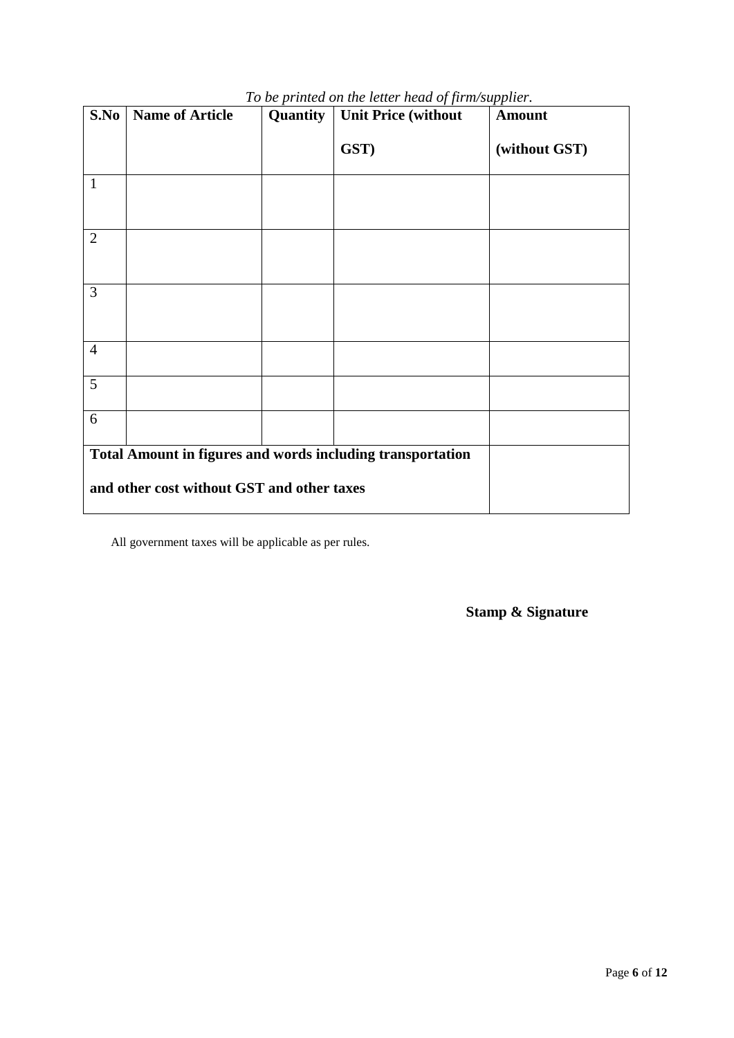*To be printed on the letter head of firm/supplier.*

| S.No | Name of Article | Quantity | Unit Price (without GST) | Amount (without GST) |
|---|---|---|---|---|
| 1 | | | | |
| 2 | | | | |
| 3 | | | | |
| 4 | | | | |
| 5 | | | | |
| 6 | | | | |
| **Total Amount in figures and words including transportation and other cost without GST and other taxes** | | | | |

All government taxes will be applicable as per rules.

**Stamp & Signature**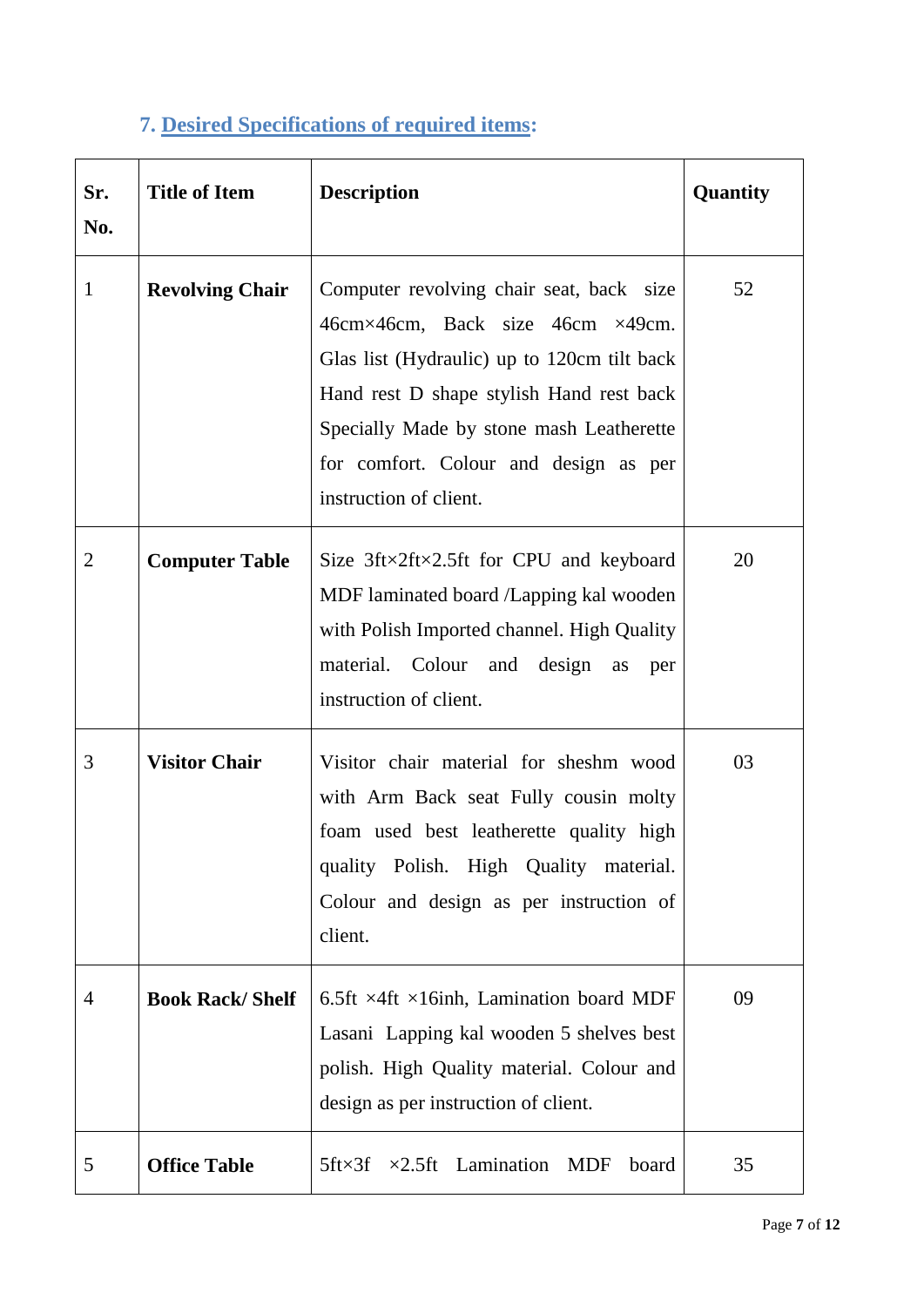## 7. Desired Specifications of required items:

| Sr. No. | Title of Item | Description | Quantity |
|---|---|---|---|
| 1 | **Revolving Chair** | Computer revolving chair seat, back size 46cm×46cm, Back size 46cm ×49cm. Glas list (Hydraulic) up to 120cm tilt back Hand rest D shape stylish Hand rest back Specially Made by stone mash Leatherette for comfort. Colour and design as per instruction of client. | 52 |
| 2 | **Computer Table** | Size 3ft×2ft×2.5ft for CPU and keyboard MDF laminated board /Lapping kal wooden with Polish Imported channel. High Quality material. Colour and design as per instruction of client. | 20 |
| 3 | **Visitor Chair** | Visitor chair material for sheshm wood with Arm Back seat Fully cousin molty foam used best leatherette quality high quality Polish. High Quality material. Colour and design as per instruction of client. | 03 |
| 4 | **Book Rack/ Shelf** | 6.5ft ×4ft ×16inh, Lamination board MDF Lasani Lapping kal wooden 5 shelves best polish. High Quality material. Colour and design as per instruction of client. | 09 |
| 5 | **Office Table** | 5ft×3f ×2.5ft Lamination MDF board | 35 |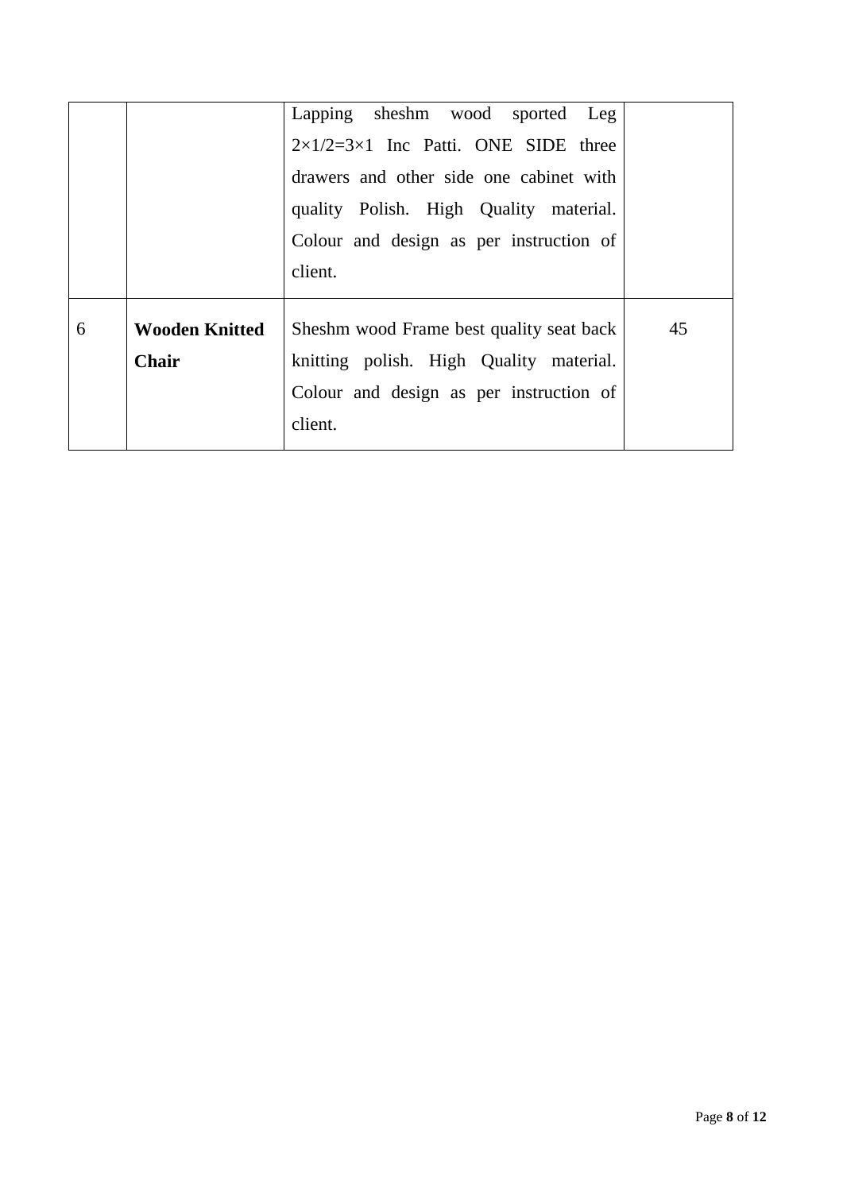| | | | |
|---|---|---|---|
| | | Lapping sheshm wood sported Leg 2×1/2=3×1 Inc Patti. ONE SIDE three drawers and other side one cabinet with quality Polish. High Quality material. Colour and design as per instruction of client. | |
| 6 | **Wooden Knitted Chair** | Sheshm wood Frame best quality seat back knitting polish. High Quality material. Colour and design as per instruction of client. | 45 |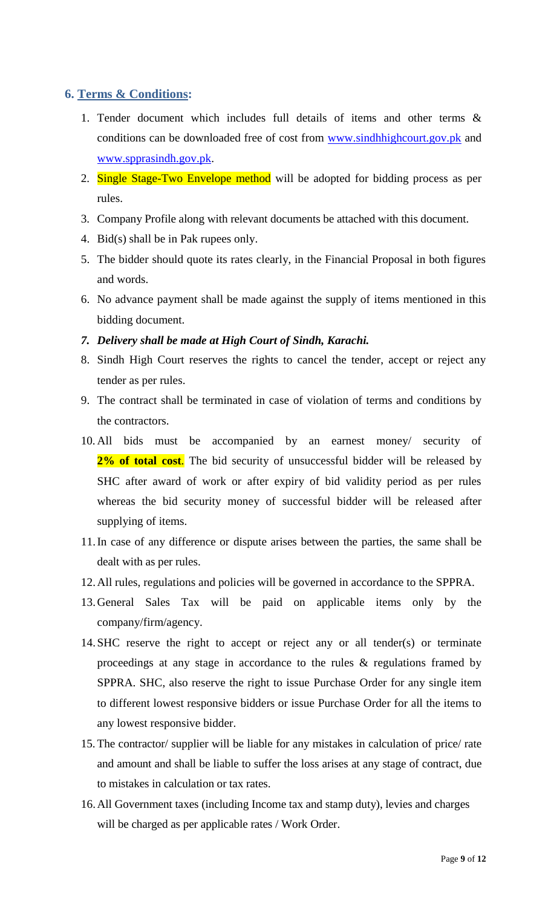## 6. Terms & Conditions:

1. Tender document which includes full details of items and other terms & conditions can be downloaded free of cost from www.sindhhighcourt.gov.pk and www.spprasindh.gov.pk.
2. Single Stage-Two Envelope method will be adopted for bidding process as per rules.
3. Company Profile along with relevant documents be attached with this document.
4. Bid(s) shall be in Pak rupees only.
5. The bidder should quote its rates clearly, in the Financial Proposal in both figures and words.
6. No advance payment shall be made against the supply of items mentioned in this bidding document.
7. ***Delivery shall be made at High Court of Sindh, Karachi.***
8. Sindh High Court reserves the rights to cancel the tender, accept or reject any tender as per rules.
9. The contract shall be terminated in case of violation of terms and conditions by the contractors.
10. All bids must be accompanied by an earnest money/ security of **2% of total cost**. The bid security of unsuccessful bidder will be released by SHC after award of work or after expiry of bid validity period as per rules whereas the bid security money of successful bidder will be released after supplying of items.
11. In case of any difference or dispute arises between the parties, the same shall be dealt with as per rules.
12. All rules, regulations and policies will be governed in accordance to the SPPRA.
13. General Sales Tax will be paid on applicable items only by the company/firm/agency.
14. SHC reserve the right to accept or reject any or all tender(s) or terminate proceedings at any stage in accordance to the rules & regulations framed by SPPRA. SHC, also reserve the right to issue Purchase Order for any single item to different lowest responsive bidders or issue Purchase Order for all the items to any lowest responsive bidder.
15. The contractor/ supplier will be liable for any mistakes in calculation of price/ rate and amount and shall be liable to suffer the loss arises at any stage of contract, due to mistakes in calculation or tax rates.
16. All Government taxes (including Income tax and stamp duty), levies and charges will be charged as per applicable rates / Work Order.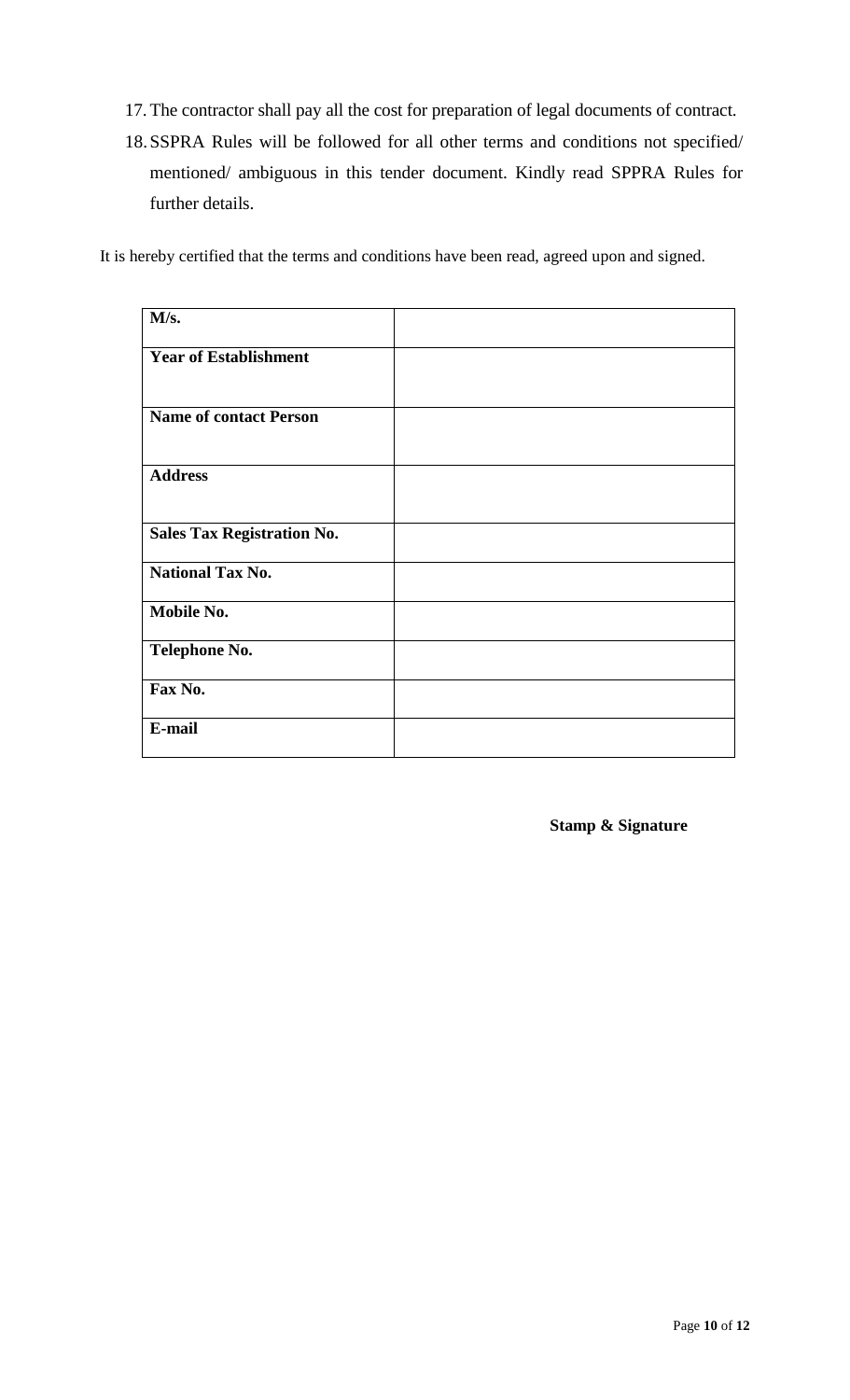17. The contractor shall pay all the cost for preparation of legal documents of contract.
18. SSPRA Rules will be followed for all other terms and conditions not specified/ mentioned/ ambiguous in this tender document. Kindly read SPPRA Rules for further details.

It is hereby certified that the terms and conditions have been read, agreed upon and signed.

| **M/s.** | |
|---|---|
| **Year of Establishment** | |
| **Name of contact Person** | |
| **Address** | |
| **Sales Tax Registration No.** | |
| **National Tax No.** | |
| **Mobile No.** | |
| **Telephone No.** | |
| **Fax No.** | |
| **E-mail** | |

**Stamp & Signature**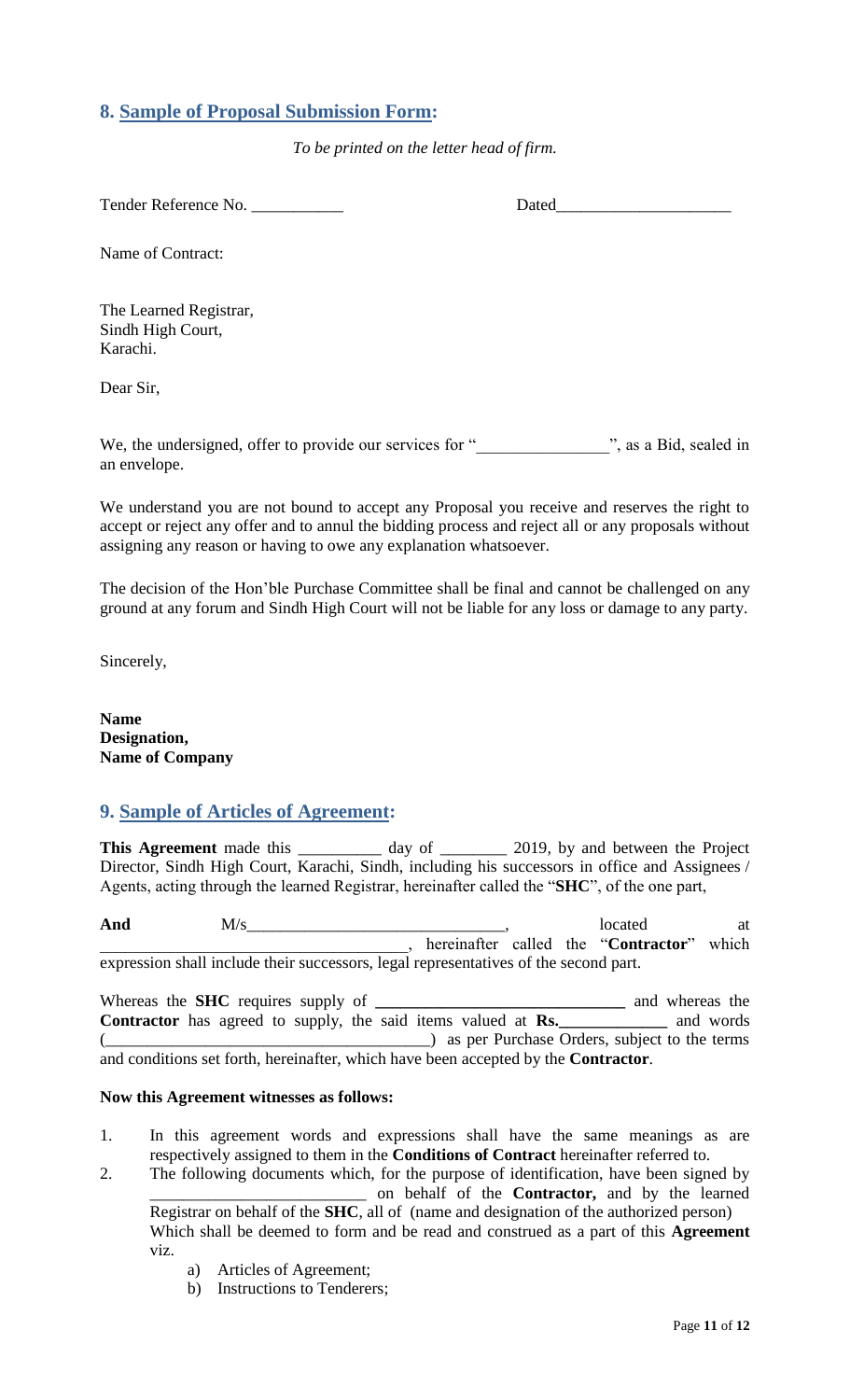## 8. Sample of Proposal Submission Form:

*To be printed on the letter head of firm.*

Tender Reference No. ___________ Dated_____________________

Name of Contract:

The Learned Registrar,
Sindh High Court,
Karachi.

Dear Sir,

We, the undersigned, offer to provide our services for "_______________", as a Bid, sealed in an envelope.

We understand you are not bound to accept any Proposal you receive and reserves the right to accept or reject any offer and to annul the bidding process and reject all or any proposals without assigning any reason or having to owe any explanation whatsoever.

The decision of the Hon'ble Purchase Committee shall be final and cannot be challenged on any ground at any forum and Sindh High Court will not be liable for any loss or damage to any party.

Sincerely,

**Name**
**Designation,**
**Name of Company**

## 9. Sample of Articles of Agreement:

**This Agreement** made this __________ day of ________ 2019, by and between the Project Director, Sindh High Court, Karachi, Sindh, including his successors in office and Assignees / Agents, acting through the learned Registrar, hereinafter called the "**SHC**", of the one part,

**And** M/s_______________________________, located at _____________________________________, hereinafter called the "**Contractor**" which expression shall include their successors, legal representatives of the second part.

Whereas the **SHC** requires supply of ______________________________ and whereas the **Contractor** has agreed to supply, the said items valued at **Rs.____________** and words (_______________________________________) as per Purchase Orders, subject to the terms and conditions set forth, hereinafter, which have been accepted by the **Contractor**.

**Now this Agreement witnesses as follows:**

1. In this agreement words and expressions shall have the same meanings as are respectively assigned to them in the **Conditions of Contract** hereinafter referred to.
2. The following documents which, for the purpose of identification, have been signed by __________________________ on behalf of the **Contractor,** and by the learned Registrar on behalf of the **SHC**, all of (name and designation of the authorized person) Which shall be deemed to form and be read and construed as a part of this **Agreement** viz.
    a) Articles of Agreement;
    b) Instructions to Tenderers;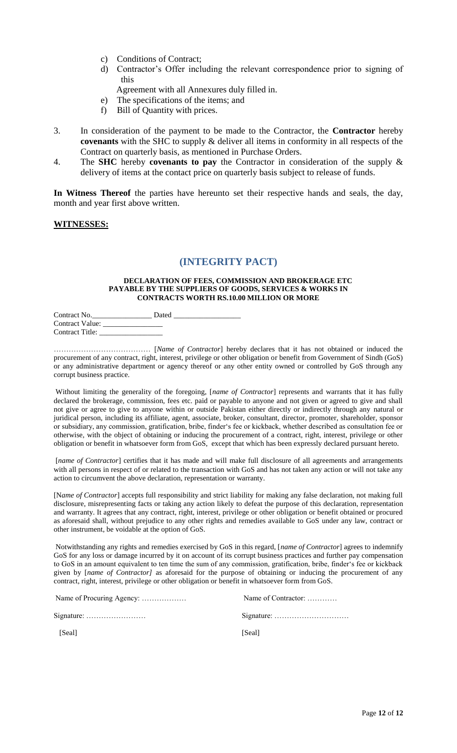c) Conditions of Contract;
d) Contractor's Offer including the relevant correspondence prior to signing of this
   Agreement with all Annexures duly filled in.
e) The specifications of the items; and
f) Bill of Quantity with prices.

3. In consideration of the payment to be made to the Contractor, the **Contractor** hereby **covenants** with the SHC to supply & deliver all items in conformity in all respects of the Contract on quarterly basis, as mentioned in Purchase Orders.
4. The **SHC** hereby **covenants to pay** the Contractor in consideration of the supply & delivery of items at the contact price on quarterly basis subject to release of funds.

**In Witness Thereof** the parties have hereunto set their respective hands and seals, the day, month and year first above written.

**WITNESSES:**

## (INTEGRITY PACT)

**DECLARATION OF FEES, COMMISSION AND BROKERAGE ETC PAYABLE BY THE SUPPLIERS OF GOODS, SERVICES & WORKS IN CONTRACTS WORTH RS.10.00 MILLION OR MORE**

Contract No.________________ Dated __________________
Contract Value: ________________
Contract Title: _________________

………………………………… [*Name of Contractor*] hereby declares that it has not obtained or induced the procurement of any contract, right, interest, privilege or other obligation or benefit from Government of Sindh (GoS) or any administrative department or agency thereof or any other entity owned or controlled by GoS through any corrupt business practice.

Without limiting the generality of the foregoing, [*name of Contractor*] represents and warrants that it has fully declared the brokerage, commission, fees etc. paid or payable to anyone and not given or agreed to give and shall not give or agree to give to anyone within or outside Pakistan either directly or indirectly through any natural or juridical person, including its affiliate, agent, associate, broker, consultant, director, promoter, shareholder, sponsor or subsidiary, any commission, gratification, bribe, finder's fee or kickback, whether described as consultation fee or otherwise, with the object of obtaining or inducing the procurement of a contract, right, interest, privilege or other obligation or benefit in whatsoever form from GoS, except that which has been expressly declared pursuant hereto.

[*name of Contractor*] certifies that it has made and will make full disclosure of all agreements and arrangements with all persons in respect of or related to the transaction with GoS and has not taken any action or will not take any action to circumvent the above declaration, representation or warranty.

[N*ame of Contractor*] accepts full responsibility and strict liability for making any false declaration, not making full disclosure, misrepresenting facts or taking any action likely to defeat the purpose of this declaration, representation and warranty. It agrees that any contract, right, interest, privilege or other obligation or benefit obtained or procured as aforesaid shall, without prejudice to any other rights and remedies available to GoS under any law, contract or other instrument, be voidable at the option of GoS.

Notwithstanding any rights and remedies exercised by GoS in this regard, [*name of Contractor*] agrees to indemnify GoS for any loss or damage incurred by it on account of its corrupt business practices and further pay compensation to GoS in an amount equivalent to ten time the sum of any commission, gratification, bribe, finder's fee or kickback given by [*name of Contractor]* as aforesaid for the purpose of obtaining or inducing the procurement of any contract, right, interest, privilege or other obligation or benefit in whatsoever form from GoS.

| | |
|---|---|
| Name of Procuring Agency: ……………… | Name of Contractor: ………… |
| Signature: …………………… | Signature: ………………………… |
| [Seal] | [Seal] |